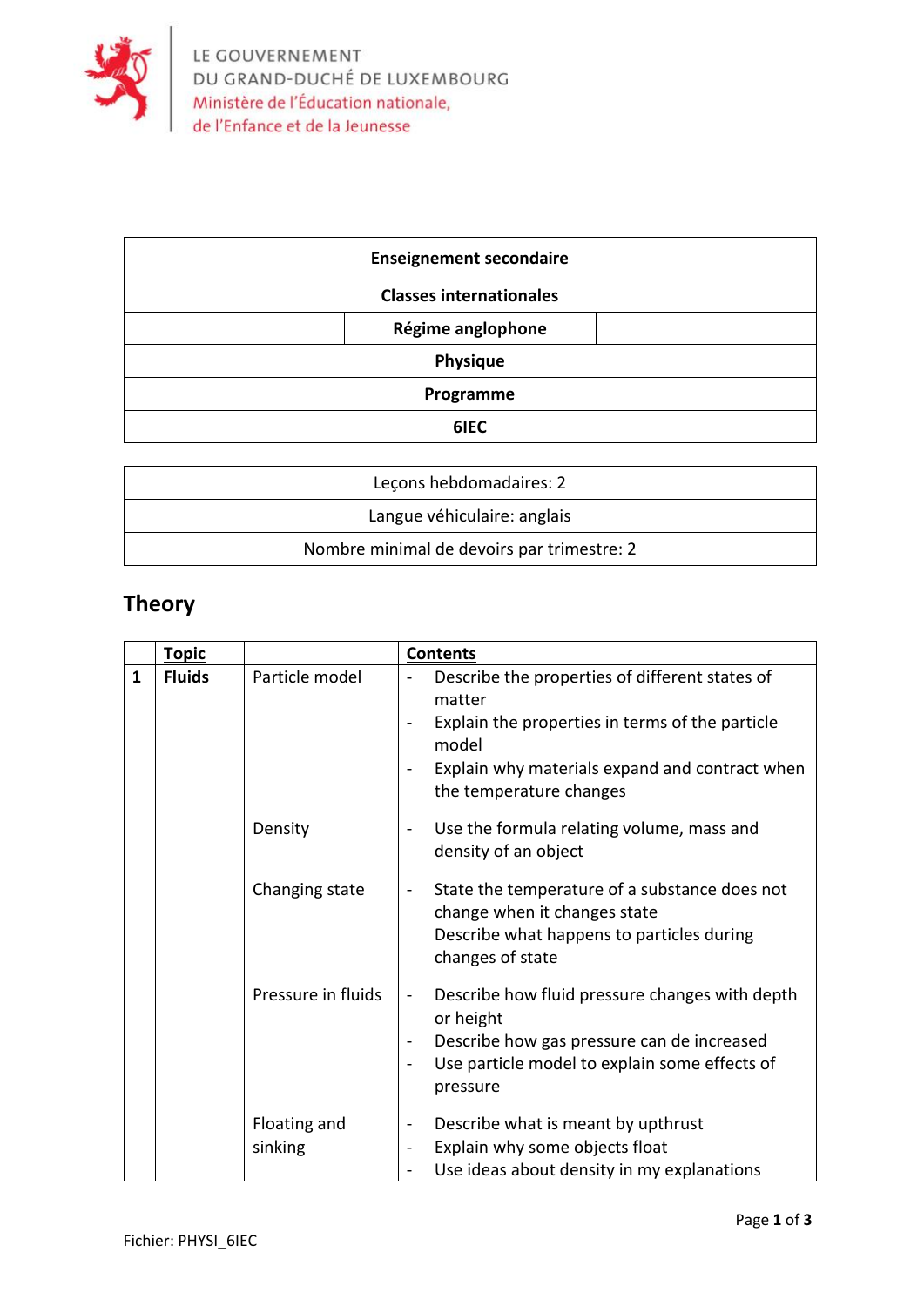LE GOUVERNEMENT
DU GRAND-DUCHÉ DE LUXEMBOURG
Ministère de l'Éducation nationale,
de l'Enfance et de la Jeunesse

| **Enseignement secondaire** | | |
|---|---|---|
| **Classes internationales** | | |
| | **Régime anglophone** | |
| **Physique** | | |
| **Programme** | | |
| **6IEC** | | |

| Leçons hebdomadaires: 2 |
|---|
| Langue véhiculaire: anglais |
| Nombre minimal de devoirs par trimestre: 2 |

## Theory

| | **Topic** | | **Contents** |
|---|---|---|---|
| **1** | **Fluids** | Particle model | - Describe the properties of different states of matter<br>- Explain the properties in terms of the particle model<br>- Explain why materials expand and contract when the temperature changes |
| | | Density | - Use the formula relating volume, mass and density of an object |
| | | Changing state | - State the temperature of a substance does not change when it changes state<br>Describe what happens to particles during changes of state |
| | | Pressure in fluids | - Describe how fluid pressure changes with depth or height<br>- Describe how gas pressure can de increased<br>- Use particle model to explain some effects of pressure |
| | | Floating and sinking | - Describe what is meant by upthrust<br>- Explain why some objects float<br>- Use ideas about density in my explanations |

Fichier: PHYSI_6IEC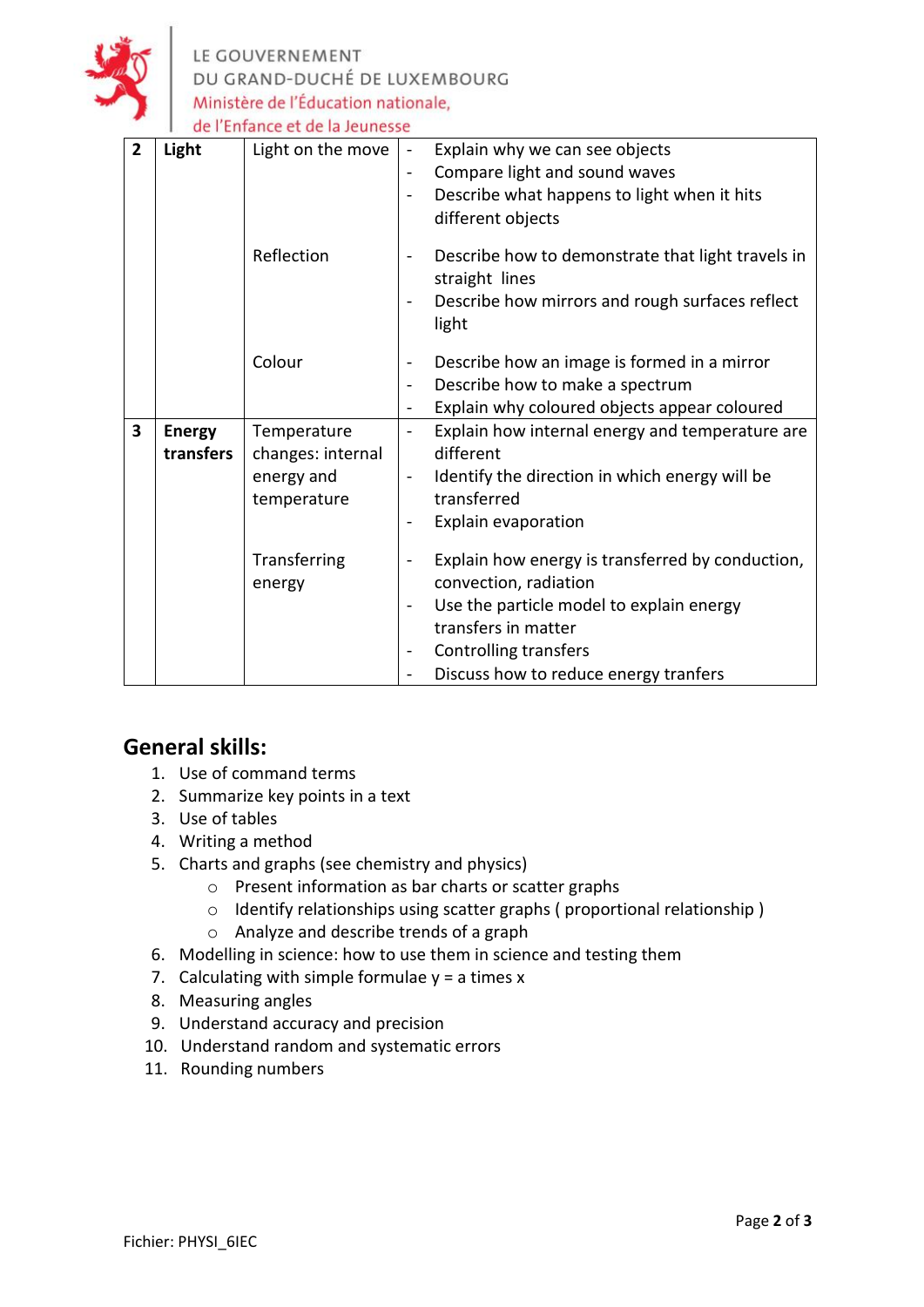| 2 | **Light** | Light on the move | - Explain why we can see objects<br>- Compare light and sound waves<br>- Describe what happens to light when it hits different objects |
|---|---|---|---|
| | | Reflection | - Describe how to demonstrate that light travels in straight lines<br>- Describe how mirrors and rough surfaces reflect light |
| | | Colour | - Describe how an image is formed in a mirror<br>- Describe how to make a spectrum<br>- Explain why coloured objects appear coloured |
| 3 | **Energy transfers** | Temperature changes: internal energy and temperature | - Explain how internal energy and temperature are different<br>- Identify the direction in which energy will be transferred<br>- Explain evaporation |
| | | Transferring energy | - Explain how energy is transferred by conduction, convection, radiation<br>- Use the particle model to explain energy transfers in matter<br>- Controlling transfers<br>- Discuss how to reduce energy tranfers |

## General skills:

1. Use of command terms
2. Summarize key points in a text
3. Use of tables
4. Writing a method
5. Charts and graphs (see chemistry and physics)
   - Present information as bar charts or scatter graphs
   - Identify relationships using scatter graphs ( proportional relationship )
   - Analyze and describe trends of a graph
6. Modelling in science: how to use them in science and testing them
7. Calculating with simple formulae y = a times x
8. Measuring angles
9. Understand accuracy and precision
10. Understand random and systematic errors
11. Rounding numbers

Fichier: PHYSI_6IEC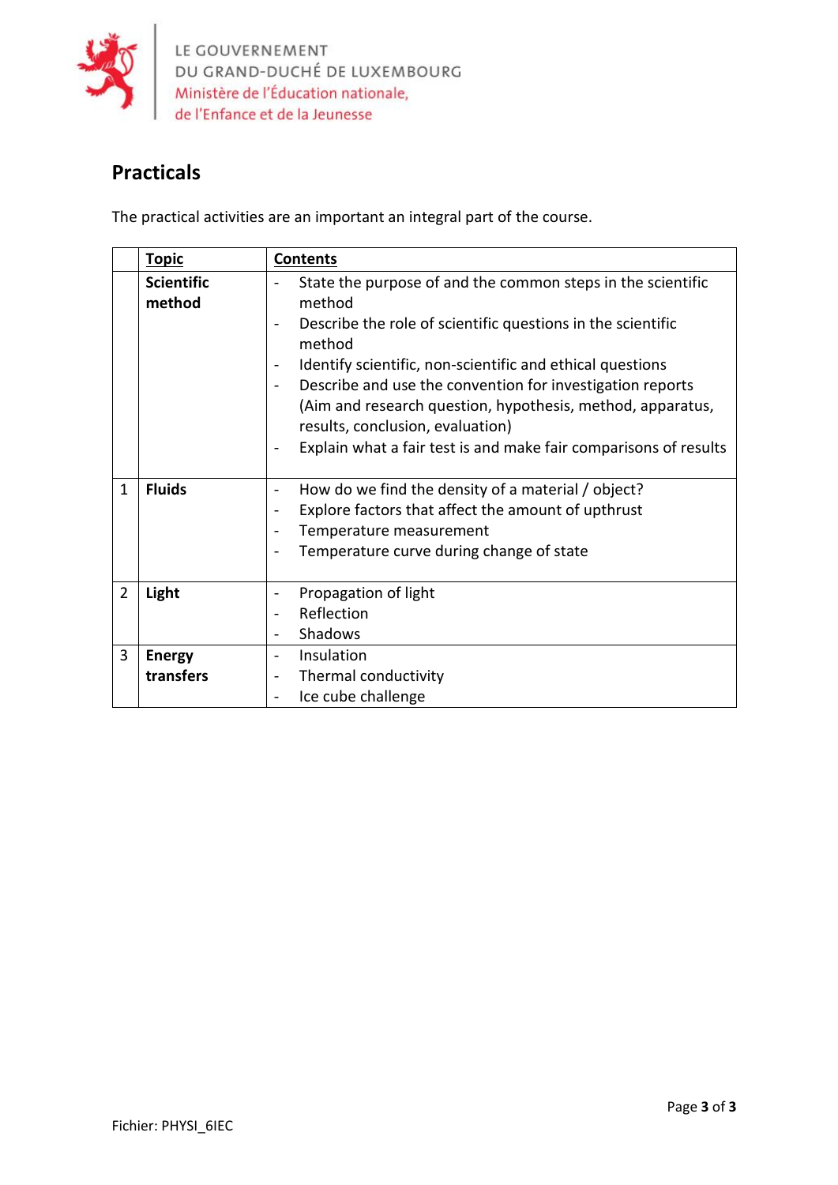LE GOUVERNEMENT
DU GRAND-DUCHÉ DE LUXEMBOURG
Ministère de l'Éducation nationale,
de l'Enfance et de la Jeunesse

## Practicals

The practical activities are an important an integral part of the course.

| | Topic | Contents |
|---|---|---|
| | **Scientific method** | - State the purpose of and the common steps in the scientific method<br>- Describe the role of scientific questions in the scientific method<br>- Identify scientific, non-scientific and ethical questions<br>- Describe and use the convention for investigation reports (Aim and research question, hypothesis, method, apparatus, results, conclusion, evaluation)<br>- Explain what a fair test is and make fair comparisons of results |
| 1 | **Fluids** | - How do we find the density of a material / object?<br>- Explore factors that affect the amount of upthrust<br>- Temperature measurement<br>- Temperature curve during change of state |
| 2 | **Light** | - Propagation of light<br>- Reflection<br>- Shadows |
| 3 | **Energy transfers** | - Insulation<br>- Thermal conductivity<br>- Ice cube challenge |

Fichier: PHYSI_6IEC